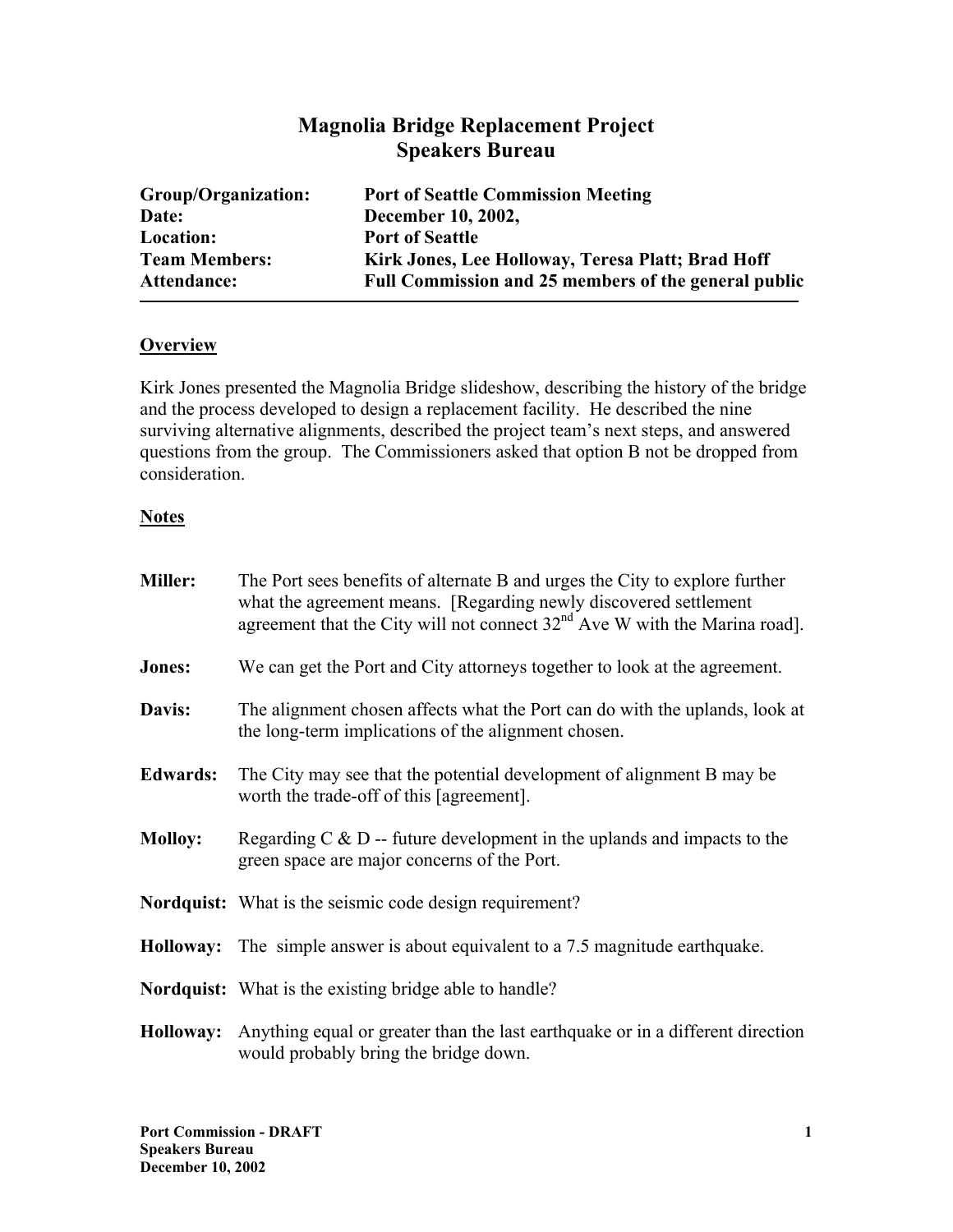# Magnolia Bridge Replacement Project
## Speakers Bureau

| | |
|---|---|
| **Group/Organization:** | **Port of Seattle Commission Meeting** |
| **Date:** | **December 10, 2002,** |
| **Location:** | **Port of Seattle** |
| **Team Members:** | **Kirk Jones, Lee Holloway, Teresa Platt; Brad Hoff** |
| **Attendance:** | **Full Commission and 25 members of the general public** |

### Overview

Kirk Jones presented the Magnolia Bridge slideshow, describing the history of the bridge and the process developed to design a replacement facility. He described the nine surviving alternative alignments, described the project team's next steps, and answered questions from the group. The Commissioners asked that option B not be dropped from consideration.

### Notes

**Miller:** The Port sees benefits of alternate B and urges the City to explore further what the agreement means. [Regarding newly discovered settlement agreement that the City will not connect 32nd Ave W with the Marina road].

**Jones:** We can get the Port and City attorneys together to look at the agreement.

**Davis:** The alignment chosen affects what the Port can do with the uplands, look at the long-term implications of the alignment chosen.

**Edwards:** The City may see that the potential development of alignment B may be worth the trade-off of this [agreement].

**Molloy:** Regarding C & D -- future development in the uplands and impacts to the green space are major concerns of the Port.

**Nordquist:** What is the seismic code design requirement?

**Holloway:** The simple answer is about equivalent to a 7.5 magnitude earthquake.

**Nordquist:** What is the existing bridge able to handle?

**Holloway:** Anything equal or greater than the last earthquake or in a different direction would probably bring the bridge down.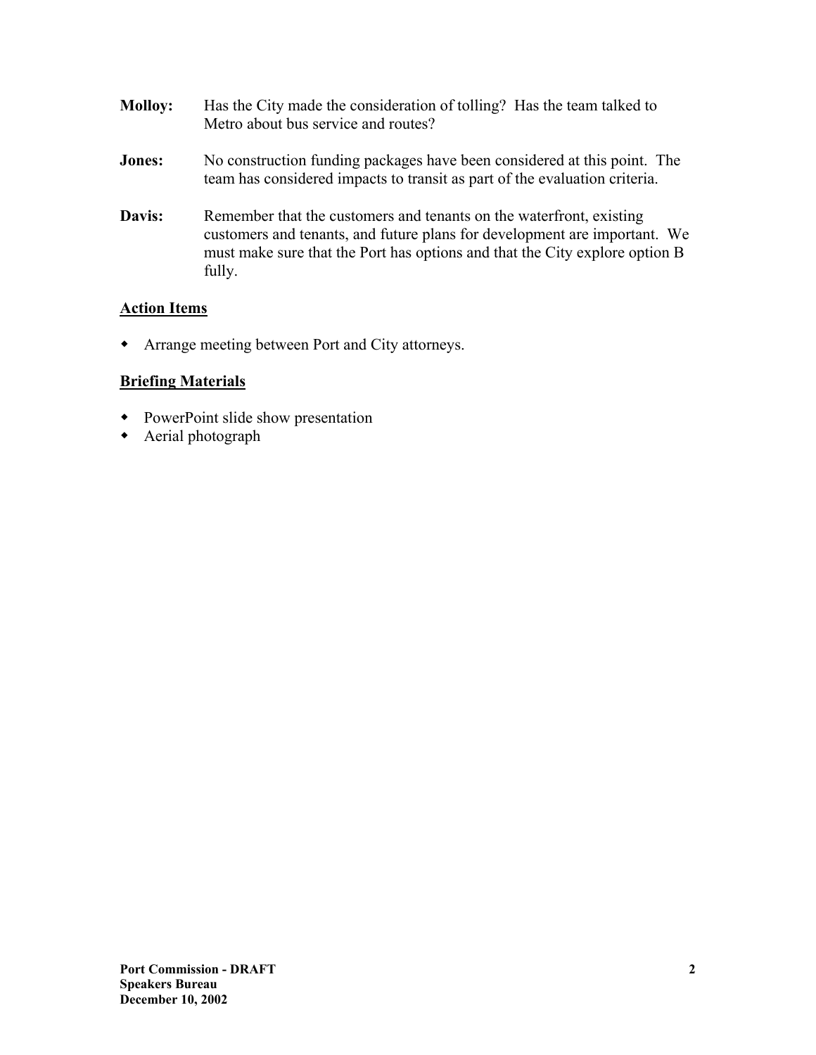**Molloy:** Has the City made the consideration of tolling? Has the team talked to Metro about bus service and routes?

**Jones:** No construction funding packages have been considered at this point. The team has considered impacts to transit as part of the evaluation criteria.

**Davis:** Remember that the customers and tenants on the waterfront, existing customers and tenants, and future plans for development are important. We must make sure that the Port has options and that the City explore option B fully.

## Action Items

- Arrange meeting between Port and City attorneys.

## Briefing Materials

- PowerPoint slide show presentation
- Aerial photograph